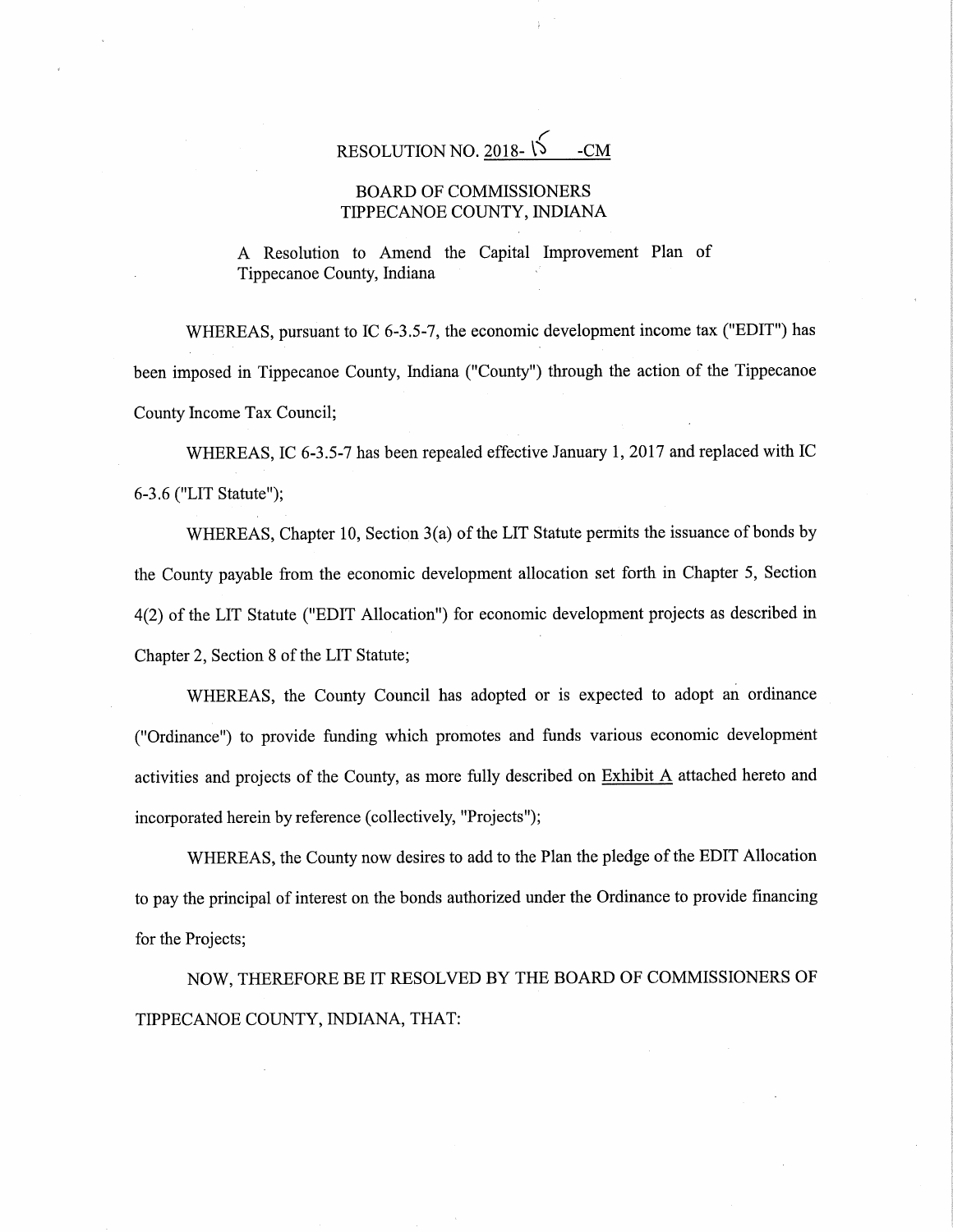# RESOLUTION NO. 2018- 15 -CM

## BOARD OF COMMISSIONERS
## TIPPECANOE COUNTY, INDIANA

A Resolution to Amend the Capital Improvement Plan of Tippecanoe County, Indiana

WHEREAS, pursuant to IC 6-3.5-7, the economic development income tax ("EDIT") has been imposed in Tippecanoe County, Indiana ("County") through the action of the Tippecanoe County Income Tax Council;

WHEREAS, IC 6-3.5-7 has been repealed effective January 1, 2017 and replaced with IC 6-3.6 ("LIT Statute");

WHEREAS, Chapter 10, Section 3(a) of the LIT Statute permits the issuance of bonds by the County payable from the economic development allocation set forth in Chapter 5, Section 4(2) of the LIT Statute ("EDIT Allocation") for economic development projects as described in Chapter 2, Section 8 of the LIT Statute;

WHEREAS, the County Council has adopted or is expected to adopt an ordinance ("Ordinance") to provide funding which promotes and funds various economic development activities and projects of the County, as more fully described on Exhibit A attached hereto and incorporated herein by reference (collectively, "Projects");

WHEREAS, the County now desires to add to the Plan the pledge of the EDIT Allocation to pay the principal of interest on the bonds authorized under the Ordinance to provide financing for the Projects;

NOW, THEREFORE BE IT RESOLVED BY THE BOARD OF COMMISSIONERS OF TIPPECANOE COUNTY, INDIANA, THAT: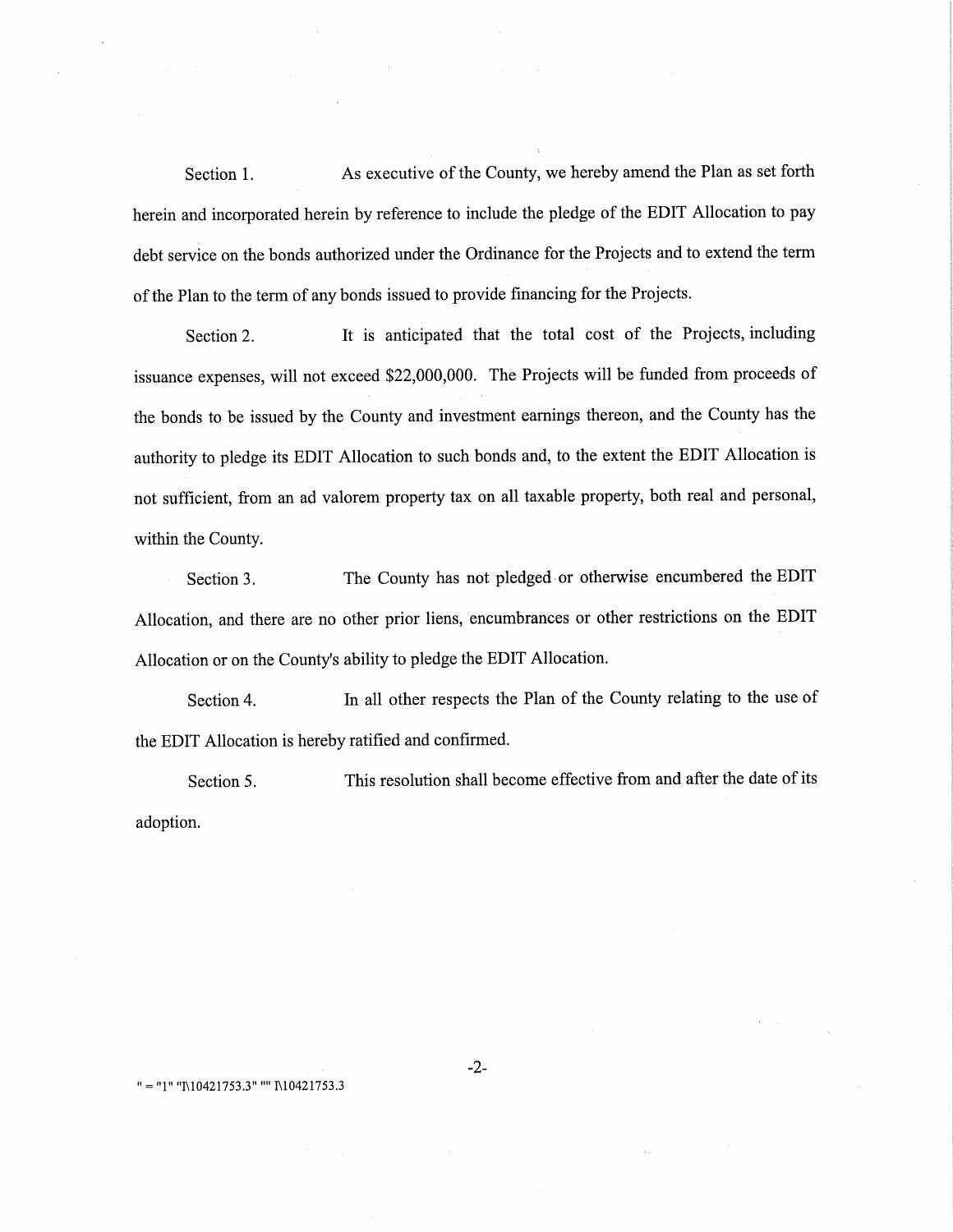Section 1. As executive of the County, we hereby amend the Plan as set forth herein and incorporated herein by reference to include the pledge of the EDIT Allocation to pay debt service on the bonds authorized under the Ordinance for the Projects and to extend the term of the Plan to the term of any bonds issued to provide financing for the Projects.

Section 2. It is anticipated that the total cost of the Projects, including issuance expenses, will not exceed $22,000,000. The Projects will be funded from proceeds of the bonds to be issued by the County and investment earnings thereon, and the County has the authority to pledge its EDIT Allocation to such bonds and, to the extent the EDIT Allocation is not sufficient, from an ad valorem property tax on all taxable property, both real and personal, within the County.

Section 3. The County has not pledged or otherwise encumbered the EDIT Allocation, and there are no other prior liens, encumbrances or other restrictions on the EDIT Allocation or on the County's ability to pledge the EDIT Allocation.

Section 4. In all other respects the Plan of the County relating to the use of the EDIT Allocation is hereby ratified and confirmed.

Section 5. This resolution shall become effective from and after the date of its adoption.

" = "1" "I\10421753.3" "" I\10421753.3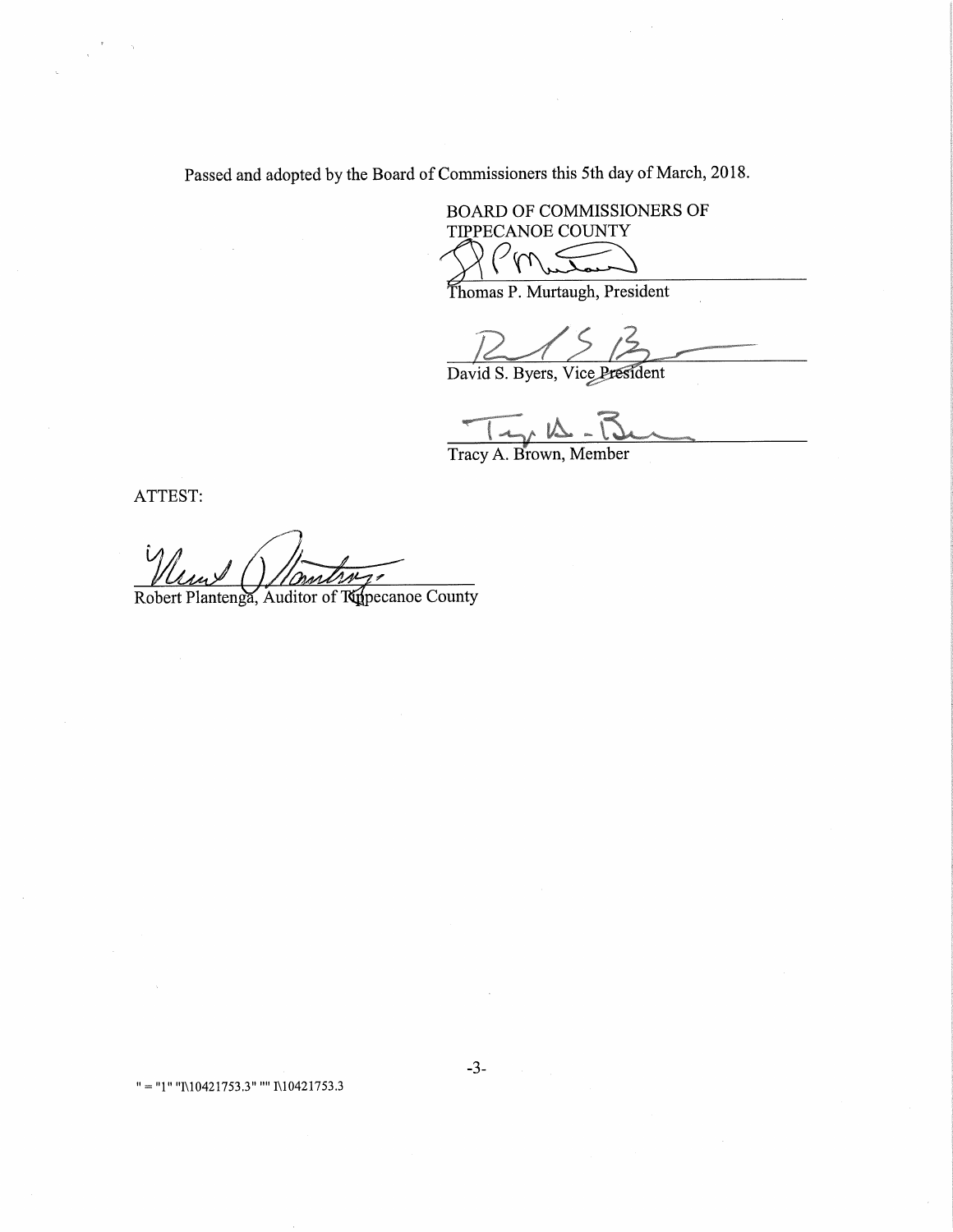Passed and adopted by the Board of Commissioners this 5th day of March, 2018.

BOARD OF COMMISSIONERS OF
TIPPECANOE COUNTY

Thomas P. Murtaugh, President

David S. Byers, Vice President

Tracy A. Brown, Member

ATTEST:

Robert Plantenga, Auditor of Tippecanoe County

" = "1" "I\10421753.3" "" I\10421753.3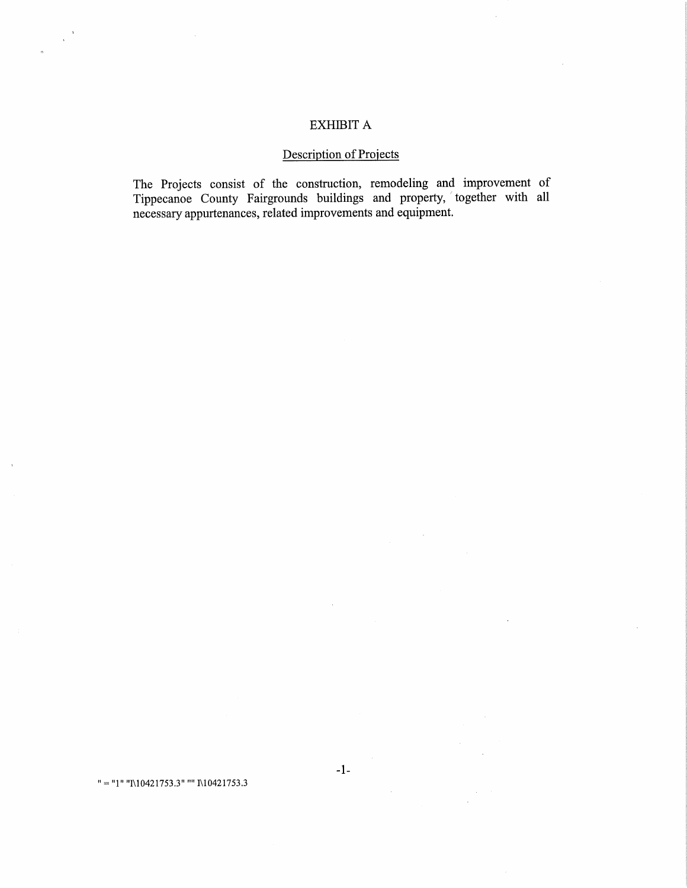# EXHIBIT A

## Description of Projects

The Projects consist of the construction, remodeling and improvement of Tippecanoe County Fairgrounds buildings and property, together with all necessary appurtenances, related improvements and equipment.

" = "1" "I\10421753.3" "" I\10421753.3